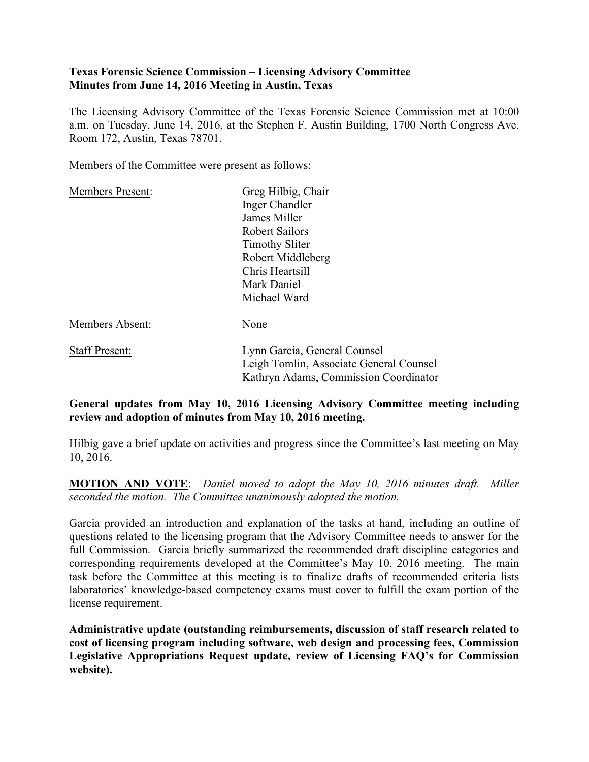**Texas Forensic Science Commission – Licensing Advisory Committee**
**Minutes from June 14, 2016 Meeting in Austin, Texas**

The Licensing Advisory Committee of the Texas Forensic Science Commission met at 10:00 a.m. on Tuesday, June 14, 2016, at the Stephen F. Austin Building, 1700 North Congress Ave. Room 172, Austin, Texas 78701.

Members of the Committee were present as follows:

| | |
|---|---|
| Members Present: | Greg Hilbig, Chair<br>Inger Chandler<br>James Miller<br>Robert Sailors<br>Timothy Sliter<br>Robert Middleberg<br>Chris Heartsill<br>Mark Daniel<br>Michael Ward |
| Members Absent: | None |
| Staff Present: | Lynn Garcia, General Counsel<br>Leigh Tomlin, Associate General Counsel<br>Kathryn Adams, Commission Coordinator |

**General updates from May 10, 2016 Licensing Advisory Committee meeting including review and adoption of minutes from May 10, 2016 meeting.**

Hilbig gave a brief update on activities and progress since the Committee's last meeting on May 10, 2016.

**MOTION AND VOTE**: *Daniel moved to adopt the May 10, 2016 minutes draft. Miller seconded the motion. The Committee unanimously adopted the motion.*

Garcia provided an introduction and explanation of the tasks at hand, including an outline of questions related to the licensing program that the Advisory Committee needs to answer for the full Commission. Garcia briefly summarized the recommended draft discipline categories and corresponding requirements developed at the Committee's May 10, 2016 meeting. The main task before the Committee at this meeting is to finalize drafts of recommended criteria lists laboratories' knowledge-based competency exams must cover to fulfill the exam portion of the license requirement.

**Administrative update (outstanding reimbursements, discussion of staff research related to cost of licensing program including software, web design and processing fees, Commission Legislative Appropriations Request update, review of Licensing FAQ's for Commission website).**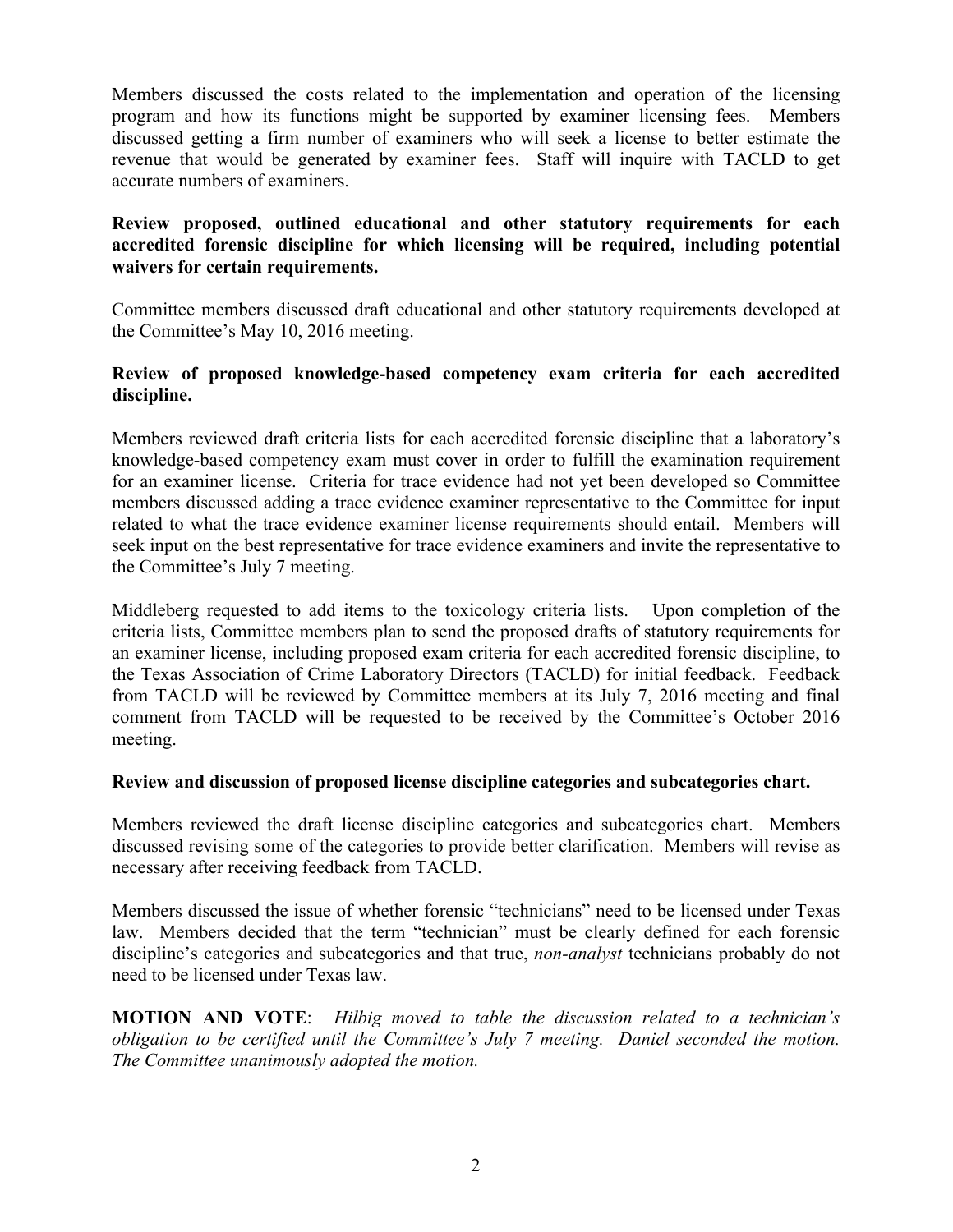Members discussed the costs related to the implementation and operation of the licensing program and how its functions might be supported by examiner licensing fees. Members discussed getting a firm number of examiners who will seek a license to better estimate the revenue that would be generated by examiner fees. Staff will inquire with TACLD to get accurate numbers of examiners.

**Review proposed, outlined educational and other statutory requirements for each accredited forensic discipline for which licensing will be required, including potential waivers for certain requirements.**

Committee members discussed draft educational and other statutory requirements developed at the Committee's May 10, 2016 meeting.

**Review of proposed knowledge-based competency exam criteria for each accredited discipline.**

Members reviewed draft criteria lists for each accredited forensic discipline that a laboratory's knowledge-based competency exam must cover in order to fulfill the examination requirement for an examiner license. Criteria for trace evidence had not yet been developed so Committee members discussed adding a trace evidence examiner representative to the Committee for input related to what the trace evidence examiner license requirements should entail. Members will seek input on the best representative for trace evidence examiners and invite the representative to the Committee's July 7 meeting.

Middleberg requested to add items to the toxicology criteria lists. Upon completion of the criteria lists, Committee members plan to send the proposed drafts of statutory requirements for an examiner license, including proposed exam criteria for each accredited forensic discipline, to the Texas Association of Crime Laboratory Directors (TACLD) for initial feedback. Feedback from TACLD will be reviewed by Committee members at its July 7, 2016 meeting and final comment from TACLD will be requested to be received by the Committee's October 2016 meeting.

**Review and discussion of proposed license discipline categories and subcategories chart.**

Members reviewed the draft license discipline categories and subcategories chart. Members discussed revising some of the categories to provide better clarification. Members will revise as necessary after receiving feedback from TACLD.

Members discussed the issue of whether forensic "technicians" need to be licensed under Texas law. Members decided that the term "technician" must be clearly defined for each forensic discipline's categories and subcategories and that true, *non-analyst* technicians probably do not need to be licensed under Texas law.

**MOTION AND VOTE**: *Hilbig moved to table the discussion related to a technician's obligation to be certified until the Committee's July 7 meeting. Daniel seconded the motion. The Committee unanimously adopted the motion.*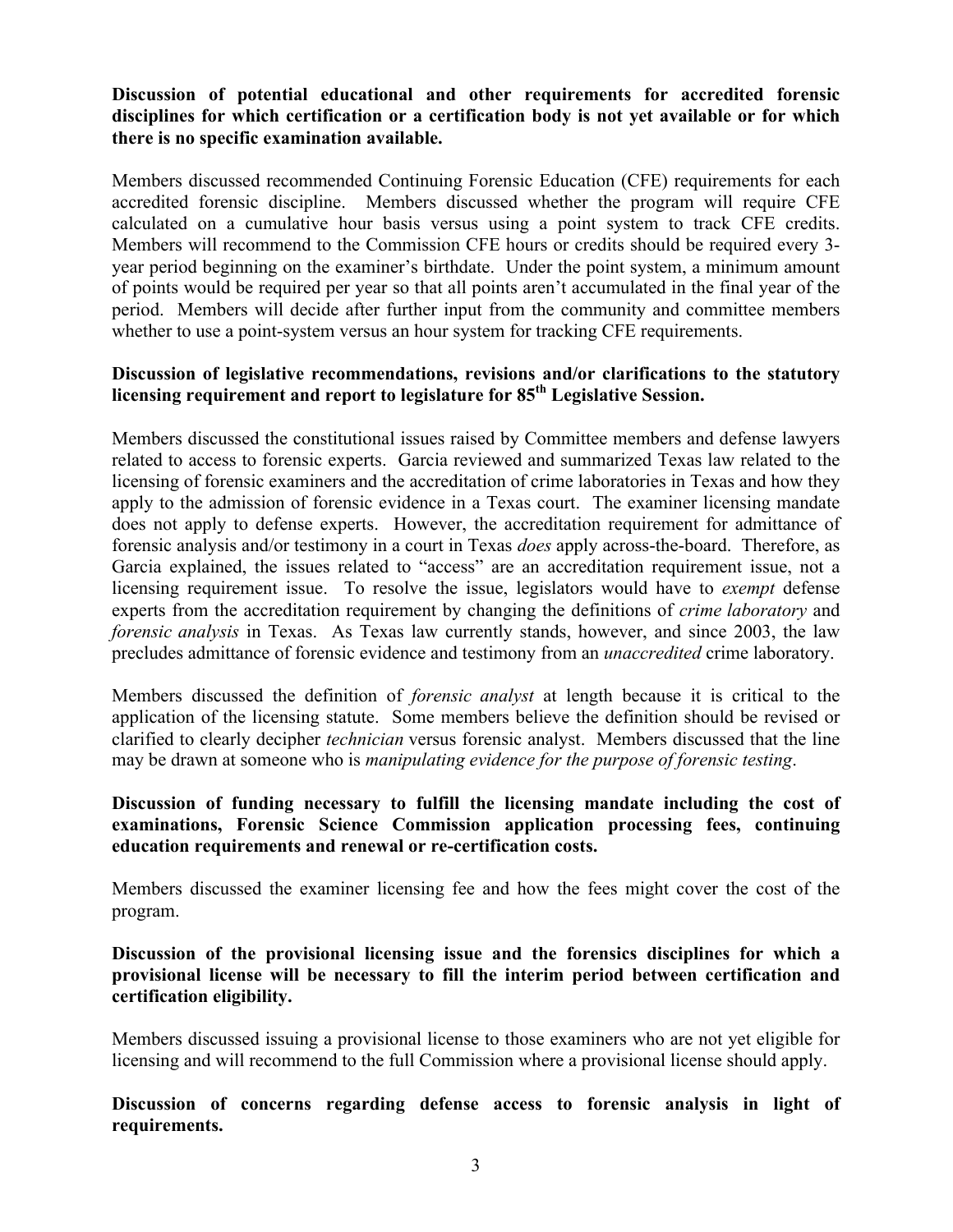**Discussion of potential educational and other requirements for accredited forensic disciplines for which certification or a certification body is not yet available or for which there is no specific examination available.**

Members discussed recommended Continuing Forensic Education (CFE) requirements for each accredited forensic discipline. Members discussed whether the program will require CFE calculated on a cumulative hour basis versus using a point system to track CFE credits. Members will recommend to the Commission CFE hours or credits should be required every 3-year period beginning on the examiner's birthdate. Under the point system, a minimum amount of points would be required per year so that all points aren't accumulated in the final year of the period. Members will decide after further input from the community and committee members whether to use a point-system versus an hour system for tracking CFE requirements.

**Discussion of legislative recommendations, revisions and/or clarifications to the statutory licensing requirement and report to legislature for 85th Legislative Session.**

Members discussed the constitutional issues raised by Committee members and defense lawyers related to access to forensic experts. Garcia reviewed and summarized Texas law related to the licensing of forensic examiners and the accreditation of crime laboratories in Texas and how they apply to the admission of forensic evidence in a Texas court. The examiner licensing mandate does not apply to defense experts. However, the accreditation requirement for admittance of forensic analysis and/or testimony in a court in Texas *does* apply across-the-board. Therefore, as Garcia explained, the issues related to "access" are an accreditation requirement issue, not a licensing requirement issue. To resolve the issue, legislators would have to *exempt* defense experts from the accreditation requirement by changing the definitions of *crime laboratory* and *forensic analysis* in Texas. As Texas law currently stands, however, and since 2003, the law precludes admittance of forensic evidence and testimony from an *unaccredited* crime laboratory.

Members discussed the definition of *forensic analyst* at length because it is critical to the application of the licensing statute. Some members believe the definition should be revised or clarified to clearly decipher *technician* versus forensic analyst. Members discussed that the line may be drawn at someone who is *manipulating evidence for the purpose of forensic testing*.

**Discussion of funding necessary to fulfill the licensing mandate including the cost of examinations, Forensic Science Commission application processing fees, continuing education requirements and renewal or re-certification costs.**

Members discussed the examiner licensing fee and how the fees might cover the cost of the program.

**Discussion of the provisional licensing issue and the forensics disciplines for which a provisional license will be necessary to fill the interim period between certification and certification eligibility.**

Members discussed issuing a provisional license to those examiners who are not yet eligible for licensing and will recommend to the full Commission where a provisional license should apply.

**Discussion of concerns regarding defense access to forensic analysis in light of requirements.**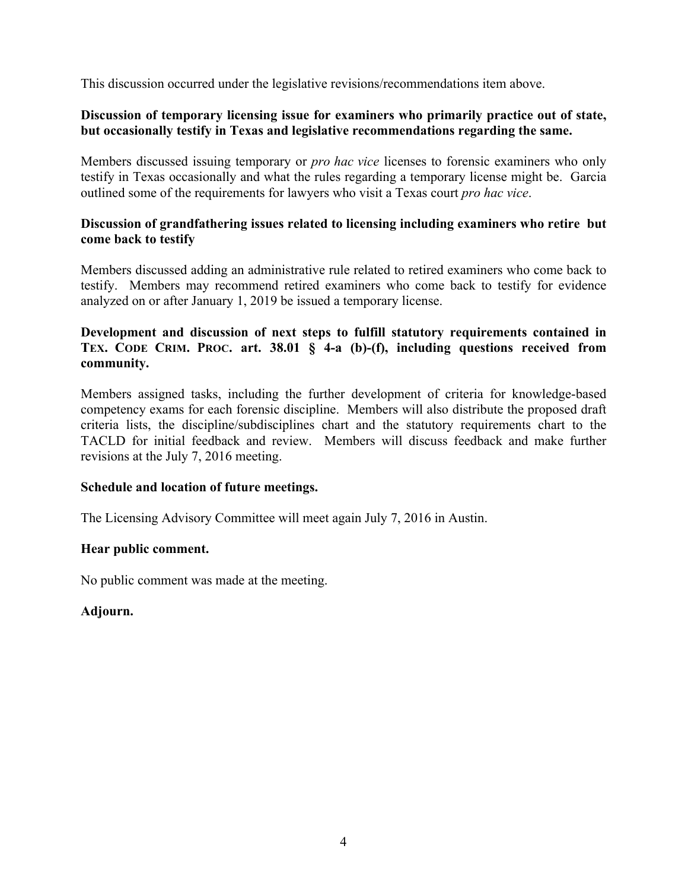This discussion occurred under the legislative revisions/recommendations item above.

**Discussion of temporary licensing issue for examiners who primarily practice out of state, but occasionally testify in Texas and legislative recommendations regarding the same.**

Members discussed issuing temporary or *pro hac vice* licenses to forensic examiners who only testify in Texas occasionally and what the rules regarding a temporary license might be. Garcia outlined some of the requirements for lawyers who visit a Texas court *pro hac vice*.

**Discussion of grandfathering issues related to licensing including examiners who retire but come back to testify**

Members discussed adding an administrative rule related to retired examiners who come back to testify. Members may recommend retired examiners who come back to testify for evidence analyzed on or after January 1, 2019 be issued a temporary license.

**Development and discussion of next steps to fulfill statutory requirements contained in TEX. CODE CRIM. PROC. art. 38.01 § 4-a (b)-(f), including questions received from community.**

Members assigned tasks, including the further development of criteria for knowledge-based competency exams for each forensic discipline. Members will also distribute the proposed draft criteria lists, the discipline/subdisciplines chart and the statutory requirements chart to the TACLD for initial feedback and review. Members will discuss feedback and make further revisions at the July 7, 2016 meeting.

**Schedule and location of future meetings.**

The Licensing Advisory Committee will meet again July 7, 2016 in Austin.

**Hear public comment.**

No public comment was made at the meeting.

**Adjourn.**